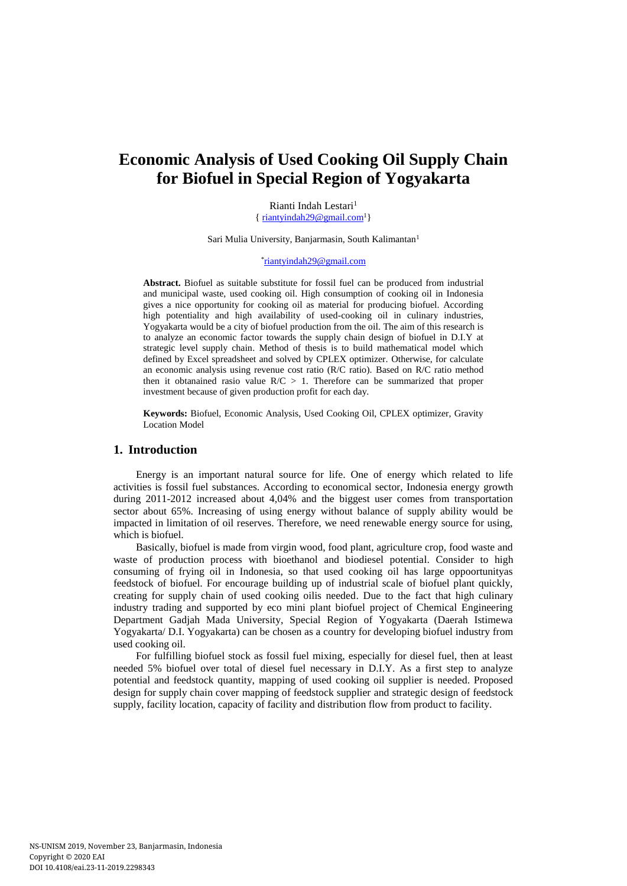# Economic Analysis of Used Cooking Oil Supply Chain for Biofuel in Special Region of Yogyakarta

Rianti Indah Lestari[1]
{ riantyindah29@gmail.com[1]}

Sari Mulia University, Banjarmasin, South Kalimantan[1]

*riantyindah29@gmail.com

**Abstract.** Biofuel as suitable substitute for fossil fuel can be produced from industrial and municipal waste, used cooking oil. High consumption of cooking oil in Indonesia gives a nice opportunity for cooking oil as material for producing biofuel. According high potentiality and high availability of used-cooking oil in culinary industries, Yogyakarta would be a city of biofuel production from the oil. The aim of this research is to analyze an economic factor towards the supply chain design of biofuel in D.I.Y at strategic level supply chain. Method of thesis is to build mathematical model which defined by Excel spreadsheet and solved by CPLEX optimizer. Otherwise, for calculate an economic analysis using revenue cost ratio (R/C ratio). Based on R/C ratio method then it obtanained rasio value R/C > 1. Therefore can be summarized that proper investment because of given production profit for each day.

**Keywords:** Biofuel, Economic Analysis, Used Cooking Oil, CPLEX optimizer, Gravity Location Model

## 1. Introduction

Energy is an important natural source for life. One of energy which related to life activities is fossil fuel substances. According to economical sector, Indonesia energy growth during 2011-2012 increased about 4,04% and the biggest user comes from transportation sector about 65%. Increasing of using energy without balance of supply ability would be impacted in limitation of oil reserves. Therefore, we need renewable energy source for using, which is biofuel.

Basically, biofuel is made from virgin wood, food plant, agriculture crop, food waste and waste of production process with bioethanol and biodiesel potential. Consider to high consuming of frying oil in Indonesia, so that used cooking oil has large oppoortunityas feedstock of biofuel. For encourage building up of industrial scale of biofuel plant quickly, creating for supply chain of used cooking oilis needed. Due to the fact that high culinary industry trading and supported by eco mini plant biofuel project of Chemical Engineering Department Gadjah Mada University, Special Region of Yogyakarta (Daerah Istimewa Yogyakarta/ D.I. Yogyakarta) can be chosen as a country for developing biofuel industry from used cooking oil.

For fulfilling biofuel stock as fossil fuel mixing, especially for diesel fuel, then at least needed 5% biofuel over total of diesel fuel necessary in D.I.Y. As a first step to analyze potential and feedstock quantity, mapping of used cooking oil supplier is needed. Proposed design for supply chain cover mapping of feedstock supplier and strategic design of feedstock supply, facility location, capacity of facility and distribution flow from product to facility.

NS-UNISM 2019, November 23, Banjarmasin, Indonesia
Copyright © 2020 EAI
DOI 10.4108/eai.23-11-2019.2298343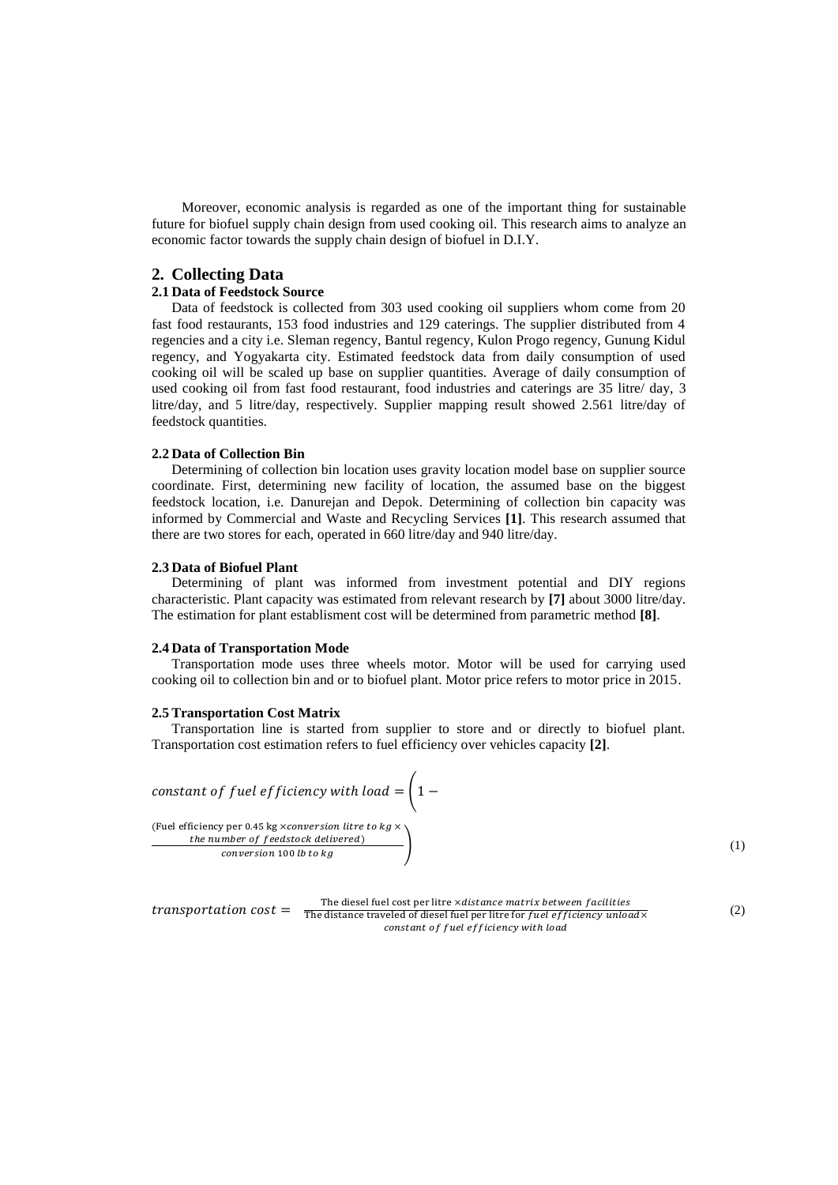Moreover, economic analysis is regarded as one of the important thing for sustainable future for biofuel supply chain design from used cooking oil. This research aims to analyze an economic factor towards the supply chain design of biofuel in D.I.Y.

## 2. Collecting Data

### 2.1 Data of Feedstock Source

Data of feedstock is collected from 303 used cooking oil suppliers whom come from 20 fast food restaurants, 153 food industries and 129 caterings. The supplier distributed from 4 regencies and a city i.e. Sleman regency, Bantul regency, Kulon Progo regency, Gunung Kidul regency, and Yogyakarta city. Estimated feedstock data from daily consumption of used cooking oil will be scaled up base on supplier quantities. Average of daily consumption of used cooking oil from fast food restaurant, food industries and caterings are 35 litre/ day, 3 litre/day, and 5 litre/day, respectively. Supplier mapping result showed 2.561 litre/day of feedstock quantities.

### 2.2 Data of Collection Bin

Determining of collection bin location uses gravity location model base on supplier source coordinate. First, determining new facility of location, the assumed base on the biggest feedstock location, i.e. Danurejan and Depok. Determining of collection bin capacity was informed by Commercial and Waste and Recycling Services **[1]**. This research assumed that there are two stores for each, operated in 660 litre/day and 940 litre/day.

### 2.3 Data of Biofuel Plant

Determining of plant was informed from investment potential and DIY regions characteristic. Plant capacity was estimated from relevant research by **[7]** about 3000 litre/day. The estimation for plant establisment cost will be determined from parametric method **[8]**.

### 2.4 Data of Transportation Mode

Transportation mode uses three wheels motor. Motor will be used for carrying used cooking oil to collection bin and or to biofuel plant. Motor price refers to motor price in 2015.

### 2.5 Transportation Cost Matrix

Transportation line is started from supplier to store and or directly to biofuel plant. Transportation cost estimation refers to fuel efficiency over vehicles capacity **[2]**.

$$constant\ of\ fuel\ efficiency\ with\ load = \left(1 - \frac{(\text{Fuel efficiency per 0.45 kg} \times conversion\ litre\ to\ kg \times the\ number\ of\ feedstock\ delivered)}{conversion\ 100\ lb\ to\ kg}\right) \quad (1)$$

$$transportation\ cost = \frac{\text{The diesel fuel cost per litre} \times distance\ matrix\ between\ facilities}{\text{The distance traveled of diesel fuel per litre for } fuel\ efficiency\ unload \times constant\ of\ fuel\ efficiency\ with\ load} \quad (2)$$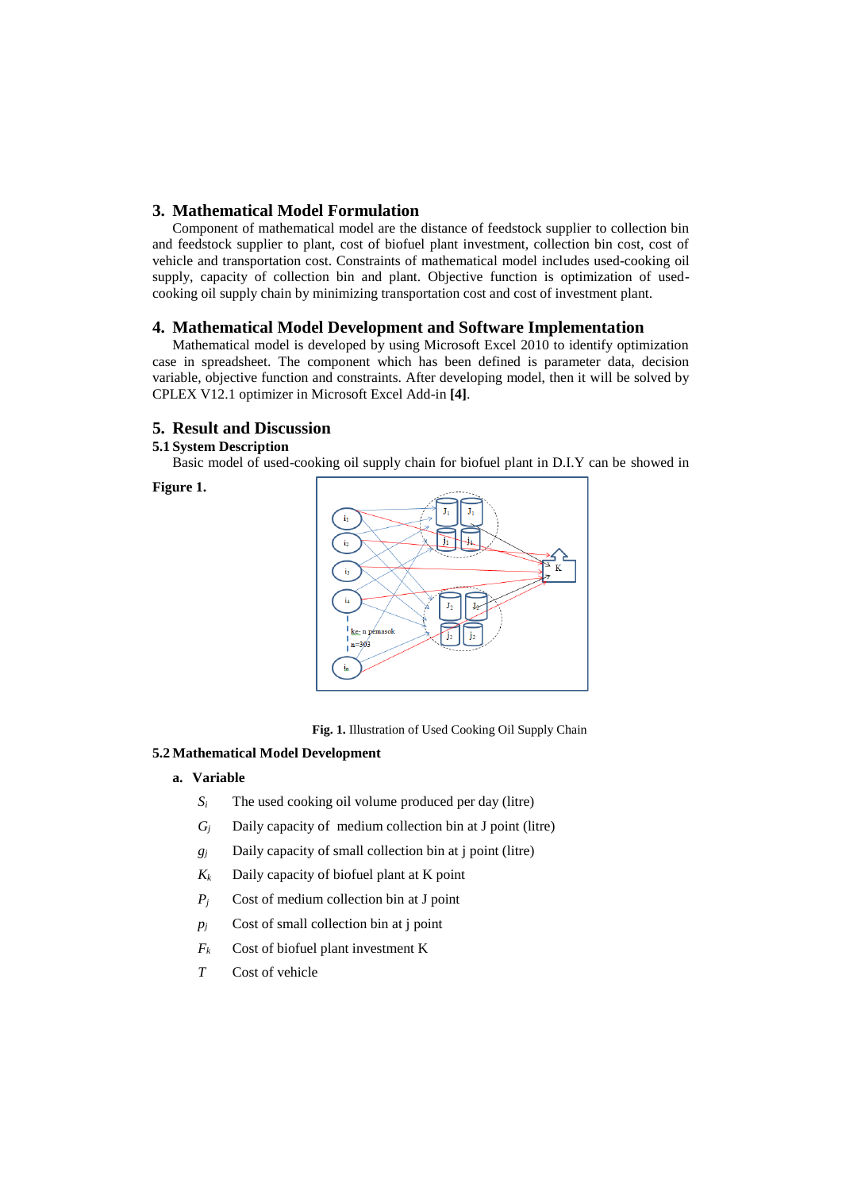## 3. Mathematical Model Formulation

Component of mathematical model are the distance of feedstock supplier to collection bin and feedstock supplier to plant, cost of biofuel plant investment, collection bin cost, cost of vehicle and transportation cost. Constraints of mathematical model includes used-cooking oil supply, capacity of collection bin and plant. Objective function is optimization of used-cooking oil supply chain by minimizing transportation cost and cost of investment plant.

## 4. Mathematical Model Development and Software Implementation

Mathematical model is developed by using Microsoft Excel 2010 to identify optimization case in spreadsheet. The component which has been defined is parameter data, decision variable, objective function and constraints. After developing model, then it will be solved by CPLEX V12.1 optimizer in Microsoft Excel Add-in **[4]**.

## 5. Result and Discussion

### 5.1 System Description

Basic model of used-cooking oil supply chain for biofuel plant in D.I.Y can be showed in **Figure 1.**

**Fig. 1.** Illustration of Used Cooking Oil Supply Chain

### 5.2 Mathematical Model Development

**a. Variable**

- $S_i$ The used cooking oil volume produced per day (litre)
- $G_j$ Daily capacity of medium collection bin at J point (litre)
- $g_j$ Daily capacity of small collection bin at j point (litre)
- $K_k$ Daily capacity of biofuel plant at K point
- $P_j$ Cost of medium collection bin at J point
- $p_j$ Cost of small collection bin at j point
- $F_k$ Cost of biofuel plant investment K
- $T$ Cost of vehicle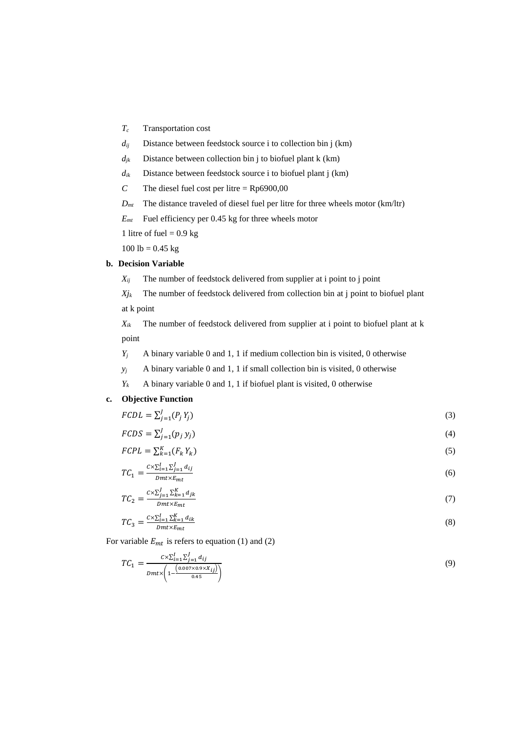$T_c$ Transportation cost

$d_{ij}$ Distance between feedstock source i to collection bin j (km)

$d_{jk}$ Distance between collection bin j to biofuel plant k (km)

$d_{ik}$ Distance between feedstock source i to biofuel plant j (km)

$C$ The diesel fuel cost per litre = Rp6900,00

$D_{mt}$ The distance traveled of diesel fuel per litre for three wheels motor (km/ltr)

$E_{mt}$ Fuel efficiency per 0.45 kg for three wheels motor

1 litre of fuel = 0.9 kg

100 lb = 0.45 kg

**b. Decision Variable**

$X_{ij}$ The number of feedstock delivered from supplier at i point to j point

$Xj_k$ The number of feedstock delivered from collection bin at j point to biofuel plant at k point

$X_{ik}$ The number of feedstock delivered from supplier at i point to biofuel plant at k point

$Y_j$ A binary variable 0 and 1, 1 if medium collection bin is visited, 0 otherwise

$y_j$ A binary variable 0 and 1, 1 if small collection bin is visited, 0 otherwise

$Y_k$ A binary variable 0 and 1, 1 if biofuel plant is visited, 0 otherwise

**c. Objective Function**

$$FCDL = \sum_{j=1}^{J}(P_j\, Y_j) \tag{3}$$

$$FCDS = \sum_{j=1}^{J}(p_j\, y_j) \tag{4}$$

$$FCPL = \sum_{k=1}^{K}(F_k\, Y_k) \tag{5}$$

$$TC_1 = \frac{C \times \sum_{i=1}^{I}\sum_{j=1}^{J} d_{ij}}{Dmt \times E_{mt}} \tag{6}$$

$$TC_2 = \frac{C \times \sum_{j=1}^{J}\sum_{k=1}^{K} d_{jk}}{Dmt \times E_{mt}} \tag{7}$$

$$TC_3 = \frac{C \times \sum_{i=1}^{I}\sum_{k=1}^{K} d_{ik}}{Dmt \times E_{mt}} \tag{8}$$

For variable $E_{mt}$ is refers to equation (1) and (2)

$$TC_1 = \frac{C \times \sum_{i=1}^{I}\sum_{j=1}^{J} d_{ij}}{Dmt \times \left(1 - \frac{\left(0.007 \times 0.9 \times X_{ij}\right)}{0.45}\right)} \tag{9}$$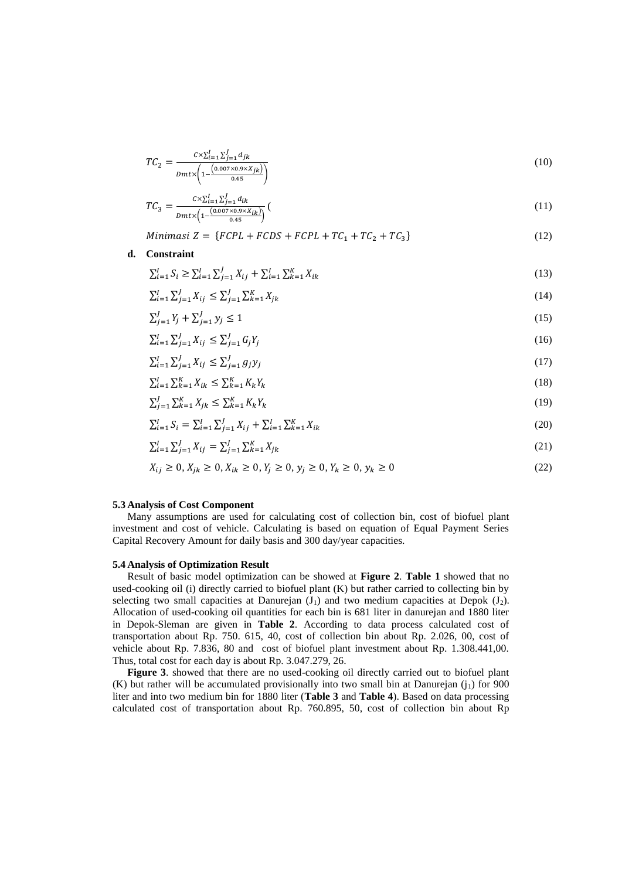$$TC_2 = \frac{C \times \sum_{i=1}^{I} \sum_{j=1}^{J} d_{jk}}{Dmt \times \left(1 - \frac{(0.007 \times 0.9 \times X_{jk})}{0.45}\right)} \tag{10}$$

$$TC_3 = \frac{C \times \sum_{i=1}^{I} \sum_{j=1}^{J} d_{ik}}{Dmt \times \left(1 - \frac{(0.007 \times 0.9 \times X_{ik})}{0.45}\right)} ( \tag{11}$$

$$Minimasi\ Z = \{FCPL + FCDS + FCPL + TC_1 + TC_2 + TC_3\} \tag{12}$$

**d. Constraint**

$$\sum_{i=1}^{I} S_i \geq \sum_{i=1}^{I} \sum_{j=1}^{J} X_{ij} + \sum_{i=1}^{I} \sum_{k=1}^{K} X_{ik} \tag{13}$$

$$\sum_{i=1}^{I} \sum_{j=1}^{J} X_{ij} \leq \sum_{j=1}^{J} \sum_{k=1}^{K} X_{jk} \tag{14}$$

$$\sum_{j=1}^{J} Y_j + \sum_{j=1}^{J} y_j \leq 1 \tag{15}$$

$$\sum_{i=1}^{I} \sum_{j=1}^{J} X_{ij} \leq \sum_{j=1}^{J} G_j Y_j \tag{16}$$

$$\sum_{i=1}^{I} \sum_{j=1}^{J} X_{ij} \leq \sum_{j=1}^{J} g_j y_j \tag{17}$$

$$\sum_{i=1}^{I} \sum_{k=1}^{K} X_{ik} \leq \sum_{k=1}^{K} K_k Y_k \tag{18}$$

$$\sum_{j=1}^{J} \sum_{k=1}^{K} X_{jk} \leq \sum_{k=1}^{K} K_k Y_k \tag{19}$$

$$\sum_{i=1}^{I} S_i = \sum_{i=1}^{I} \sum_{j=1}^{J} X_{ij} + \sum_{i=1}^{I} \sum_{k=1}^{K} X_{ik} \tag{20}$$

$$\sum_{i=1}^{I} \sum_{j=1}^{J} X_{ij} = \sum_{j=1}^{J} \sum_{k=1}^{K} X_{jk} \tag{21}$$

$$X_{ij} \geq 0, X_{jk} \geq 0, X_{ik} \geq 0, Y_j \geq 0, y_j \geq 0, Y_k \geq 0, y_k \geq 0 \tag{22}$$

### 5.3 Analysis of Cost Component

Many assumptions are used for calculating cost of collection bin, cost of biofuel plant investment and cost of vehicle. Calculating is based on equation of Equal Payment Series Capital Recovery Amount for daily basis and 300 day/year capacities.

### 5.4 Analysis of Optimization Result

Result of basic model optimization can be showed at **Figure 2**. **Table 1** showed that no used-cooking oil (i) directly carried to biofuel plant (K) but rather carried to collecting bin by selecting two small capacities at Danurejan ($J_1$) and two medium capacities at Depok ($J_2$). Allocation of used-cooking oil quantities for each bin is 681 liter in danurejan and 1880 liter in Depok-Sleman are given in **Table 2**. According to data process calculated cost of transportation about Rp. 750. 615, 40, cost of collection bin about Rp. 2.026, 00, cost of vehicle about Rp. 7.836, 80 and cost of biofuel plant investment about Rp. 1.308.441,00. Thus, total cost for each day is about Rp. 3.047.279, 26.

**Figure 3**. showed that there are no used-cooking oil directly carried out to biofuel plant (K) but rather will be accumulated provisionally into two small bin at Danurejan ($j_1$) for 900 liter and into two medium bin for 1880 liter (**Table 3** and **Table 4**). Based on data processing calculated cost of transportation about Rp. 760.895, 50, cost of collection bin about Rp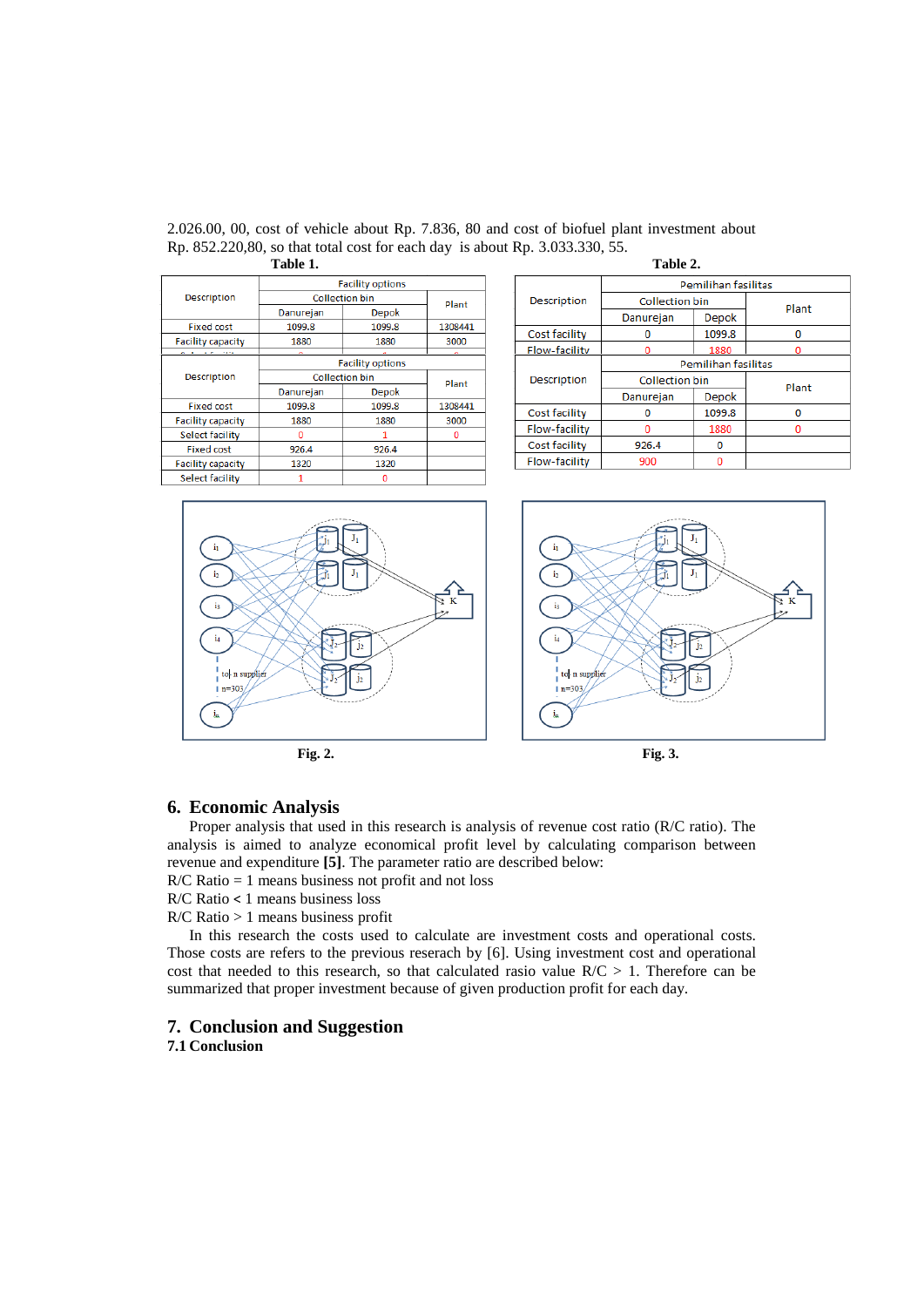2.026.00, 00, cost of vehicle about Rp. 7.836, 80 and cost of biofuel plant investment about Rp. 852.220,80, so that total cost for each day is about Rp. 3.033.330, 55.

**Table 1.**

| Description | Facility options | | |
|---|---|---|---|
| | Collection bin | | Plant |
| | Danurejan | Depok | |
| Fixed cost | 1099.8 | 1099.8 | 1308441 |
| Facility capacity | 1880 | 1880 | 3000 |
| Select facility | 0 | 1 | 0 |
| Fixed cost | 926.4 | 926.4 | |
| Facility capacity | 1320 | 1320 | |
| Select facility | 1 | 0 | |

**Table 2.**

| Description | Pemilihan fasilitas | | |
|---|---|---|---|
| | Collection bin | | Plant |
| | Danurejan | Depok | |
| Cost facility | 0 | 1099.8 | 0 |
| Flow-facility | 0 | 1880 | 0 |
| Cost facility | 926.4 | 0 | |
| Flow-facility | 900 | 0 | |

Fig. 2.

Fig. 3.

## 6. Economic Analysis

Proper analysis that used in this research is analysis of revenue cost ratio (R/C ratio). The analysis is aimed to analyze economical profit level by calculating comparison between revenue and expenditure **[5]**. The parameter ratio are described below:

R/C Ratio = 1 means business not profit and not loss

R/C Ratio **<** 1 means business loss

R/C Ratio > 1 means business profit

In this research the costs used to calculate are investment costs and operational costs. Those costs are refers to the previous reserach by [6]. Using investment cost and operational cost that needed to this research, so that calculated rasio value R/C > 1. Therefore can be summarized that proper investment because of given production profit for each day.

## 7. Conclusion and Suggestion

### 7.1 Conclusion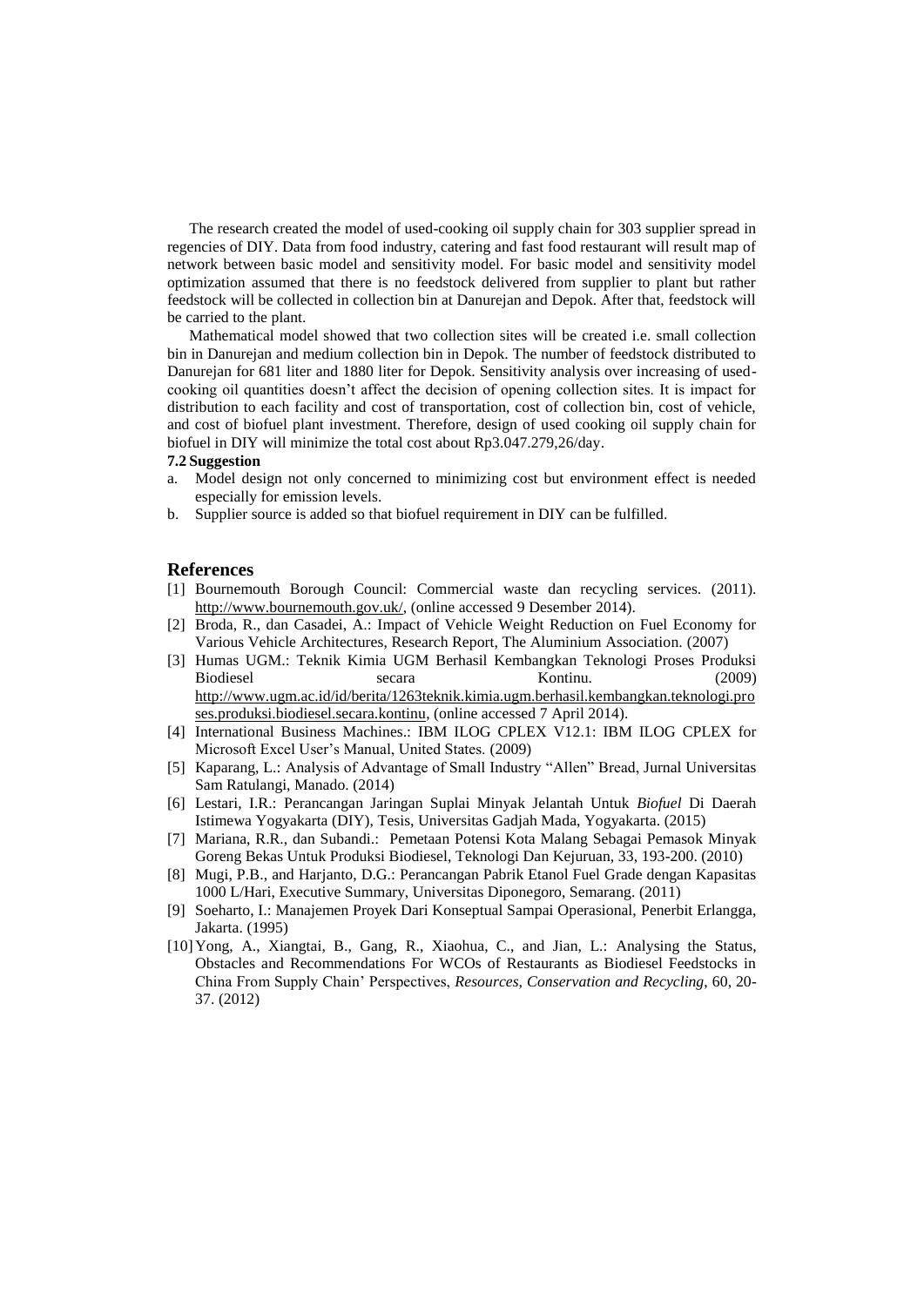The research created the model of used-cooking oil supply chain for 303 supplier spread in regencies of DIY. Data from food industry, catering and fast food restaurant will result map of network between basic model and sensitivity model. For basic model and sensitivity model optimization assumed that there is no feedstock delivered from supplier to plant but rather feedstock will be collected in collection bin at Danurejan and Depok. After that, feedstock will be carried to the plant.

Mathematical model showed that two collection sites will be created i.e. small collection bin in Danurejan and medium collection bin in Depok. The number of feedstock distributed to Danurejan for 681 liter and 1880 liter for Depok. Sensitivity analysis over increasing of used-cooking oil quantities doesn't affect the decision of opening collection sites. It is impact for distribution to each facility and cost of transportation, cost of collection bin, cost of vehicle, and cost of biofuel plant investment. Therefore, design of used cooking oil supply chain for biofuel in DIY will minimize the total cost about Rp3.047.279,26/day.

**7.2 Suggestion**

a. Model design not only concerned to minimizing cost but environment effect is needed especially for emission levels.
b. Supplier source is added so that biofuel requirement in DIY can be fulfilled.

## References

[1] Bournemouth Borough Council: Commercial waste dan recycling services. (2011). http://www.bournemouth.gov.uk/, (online accessed 9 Desember 2014).

[2] Broda, R., dan Casadei, A.: Impact of Vehicle Weight Reduction on Fuel Economy for Various Vehicle Architectures, Research Report, The Aluminium Association. (2007)

[3] Humas UGM.: Teknik Kimia UGM Berhasil Kembangkan Teknologi Proses Produksi Biodiesel secara Kontinu. (2009) http://www.ugm.ac.id/id/berita/1263teknik.kimia.ugm.berhasil.kembangkan.teknologi.proses.produksi.biodiesel.secara.kontinu, (online accessed 7 April 2014).

[4] International Business Machines.: IBM ILOG CPLEX V12.1: IBM ILOG CPLEX for Microsoft Excel User's Manual, United States. (2009)

[5] Kaparang, L.: Analysis of Advantage of Small Industry "Allen" Bread, Jurnal Universitas Sam Ratulangi, Manado. (2014)

[6] Lestari, I.R.: Perancangan Jaringan Suplai Minyak Jelantah Untuk *Biofuel* Di Daerah Istimewa Yogyakarta (DIY), Tesis, Universitas Gadjah Mada, Yogyakarta. (2015)

[7] Mariana, R.R., dan Subandi.: Pemetaan Potensi Kota Malang Sebagai Pemasok Minyak Goreng Bekas Untuk Produksi Biodiesel, Teknologi Dan Kejuruan, 33, 193-200. (2010)

[8] Mugi, P.B., and Harjanto, D.G.: Perancangan Pabrik Etanol Fuel Grade dengan Kapasitas 1000 L/Hari, Executive Summary, Universitas Diponegoro, Semarang. (2011)

[9] Soeharto, I.: Manajemen Proyek Dari Konseptual Sampai Operasional, Penerbit Erlangga, Jakarta. (1995)

[10] Yong, A., Xiangtai, B., Gang, R., Xiaohua, C., and Jian, L.: Analysing the Status, Obstacles and Recommendations For WCOs of Restaurants as Biodiesel Feedstocks in China From Supply Chain' Perspectives, *Resources, Conservation and Recycling*, 60, 20-37. (2012)